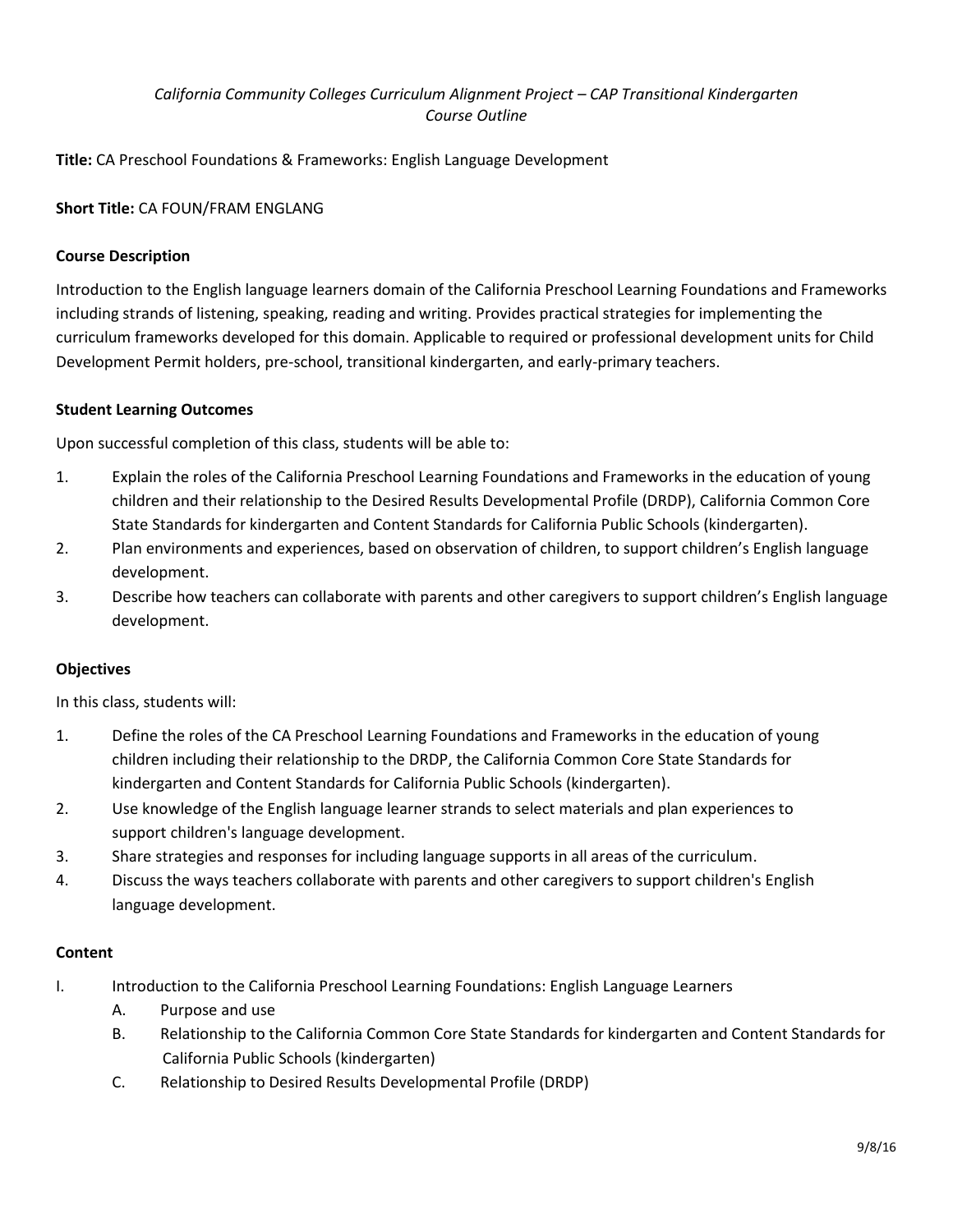*California Community Colleges Curriculum Alignment Project – CAP Transitional Kindergarten Course Outline*

**Title:** CA Preschool Foundations & Frameworks: English Language Development

**Short Title:** CA FOUN/FRAM ENGLANG

**Course Description**

Introduction to the English language learners domain of the California Preschool Learning Foundations and Frameworks including strands of listening, speaking, reading and writing. Provides practical strategies for implementing the curriculum frameworks developed for this domain. Applicable to required or professional development units for Child Development Permit holders, pre-school, transitional kindergarten, and early-primary teachers.

**Student Learning Outcomes**

Upon successful completion of this class, students will be able to:

1. Explain the roles of the California Preschool Learning Foundations and Frameworks in the education of young children and their relationship to the Desired Results Developmental Profile (DRDP), California Common Core State Standards for kindergarten and Content Standards for California Public Schools (kindergarten).
2. Plan environments and experiences, based on observation of children, to support children's English language development.
3. Describe how teachers can collaborate with parents and other caregivers to support children's English language development.

**Objectives**

In this class, students will:

1. Define the roles of the CA Preschool Learning Foundations and Frameworks in the education of young children including their relationship to the DRDP, the California Common Core State Standards for kindergarten and Content Standards for California Public Schools (kindergarten).
2. Use knowledge of the English language learner strands to select materials and plan experiences to support children's language development.
3. Share strategies and responses for including language supports in all areas of the curriculum.
4. Discuss the ways teachers collaborate with parents and other caregivers to support children's English language development.

**Content**

I. Introduction to the California Preschool Learning Foundations: English Language Learners
   A. Purpose and use
   B. Relationship to the California Common Core State Standards for kindergarten and Content Standards for California Public Schools (kindergarten)
   C. Relationship to Desired Results Developmental Profile (DRDP)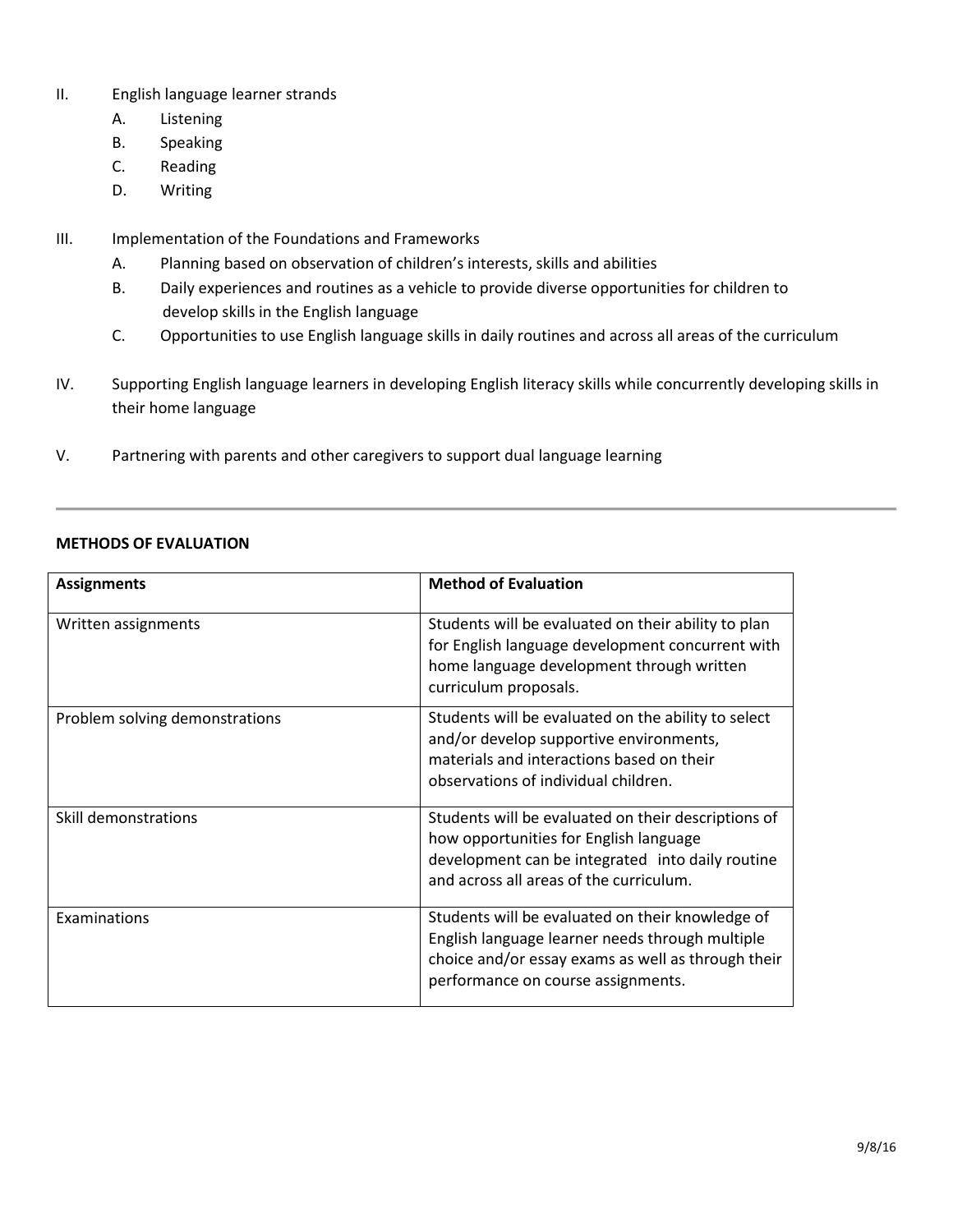II. English language learner strands
   A. Listening
   B. Speaking
   C. Reading
   D. Writing

III. Implementation of the Foundations and Frameworks
   A. Planning based on observation of children's interests, skills and abilities
   B. Daily experiences and routines as a vehicle to provide diverse opportunities for children to develop skills in the English language
   C. Opportunities to use English language skills in daily routines and across all areas of the curriculum

IV. Supporting English language learners in developing English literacy skills while concurrently developing skills in their home language

V. Partnering with parents and other caregivers to support dual language learning

---

**METHODS OF EVALUATION**

| **Assignments** | **Method of Evaluation** |
|---|---|
| Written assignments | Students will be evaluated on their ability to plan for English language development concurrent with home language development through written curriculum proposals. |
| Problem solving demonstrations | Students will be evaluated on the ability to select and/or develop supportive environments, materials and interactions based on their observations of individual children. |
| Skill demonstrations | Students will be evaluated on their descriptions of how opportunities for English language development can be integrated into daily routine and across all areas of the curriculum. |
| Examinations | Students will be evaluated on their knowledge of English language learner needs through multiple choice and/or essay exams as well as through their performance on course assignments. |